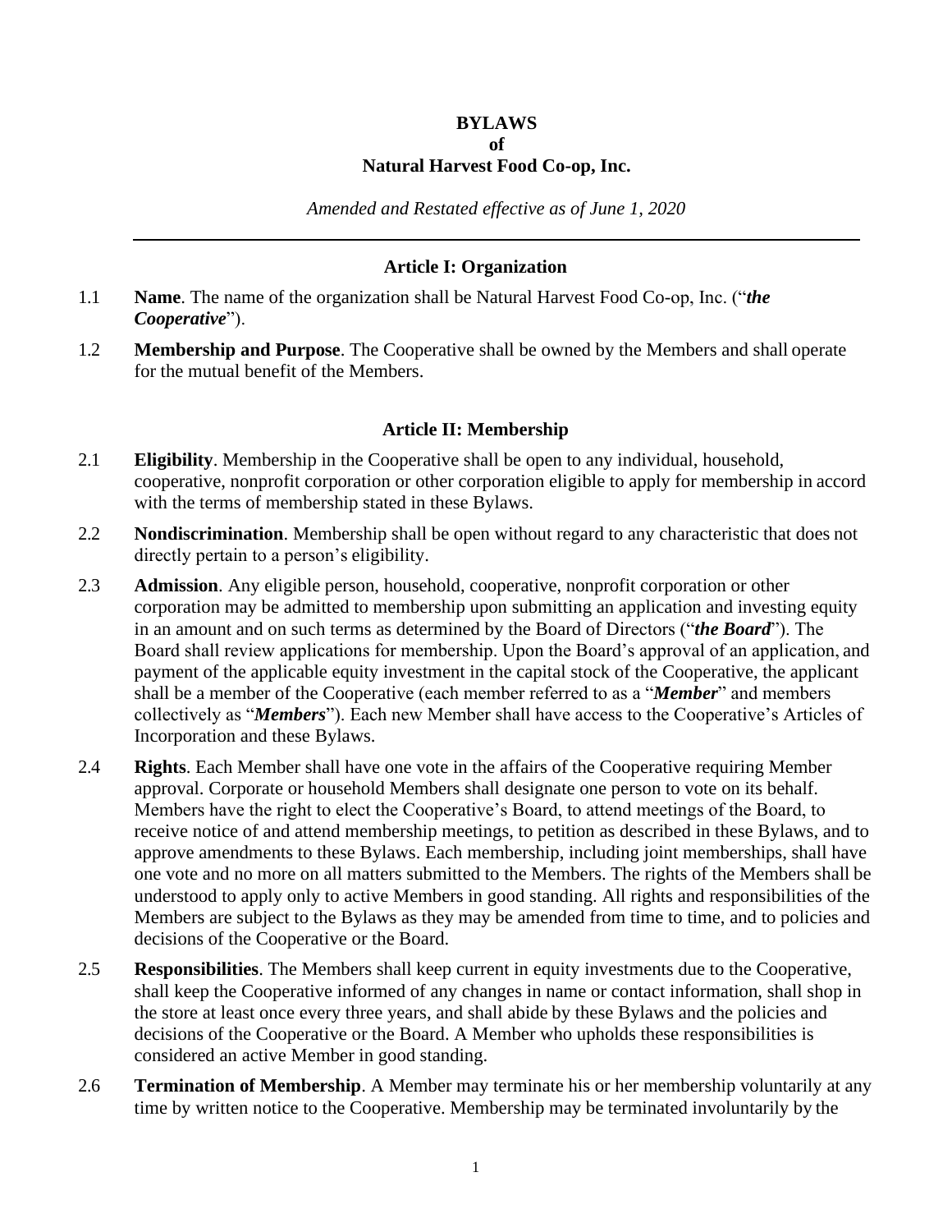# BYLAWS
# of
# Natural Harvest Food Co-op, Inc.

*Amended and Restated effective as of June 1, 2020*

---

## Article I: Organization

1.1 **Name**. The name of the organization shall be Natural Harvest Food Co-op, Inc. ("***the Cooperative***").

1.2 **Membership and Purpose**. The Cooperative shall be owned by the Members and shall operate for the mutual benefit of the Members.

## Article II: Membership

2.1 **Eligibility**. Membership in the Cooperative shall be open to any individual, household, cooperative, nonprofit corporation or other corporation eligible to apply for membership in accord with the terms of membership stated in these Bylaws.

2.2 **Nondiscrimination**. Membership shall be open without regard to any characteristic that does not directly pertain to a person's eligibility.

2.3 **Admission**. Any eligible person, household, cooperative, nonprofit corporation or other corporation may be admitted to membership upon submitting an application and investing equity in an amount and on such terms as determined by the Board of Directors ("***the Board***"). The Board shall review applications for membership. Upon the Board's approval of an application, and payment of the applicable equity investment in the capital stock of the Cooperative, the applicant shall be a member of the Cooperative (each member referred to as a "***Member***" and members collectively as "***Members***"). Each new Member shall have access to the Cooperative's Articles of Incorporation and these Bylaws.

2.4 **Rights**. Each Member shall have one vote in the affairs of the Cooperative requiring Member approval. Corporate or household Members shall designate one person to vote on its behalf. Members have the right to elect the Cooperative's Board, to attend meetings of the Board, to receive notice of and attend membership meetings, to petition as described in these Bylaws, and to approve amendments to these Bylaws. Each membership, including joint memberships, shall have one vote and no more on all matters submitted to the Members. The rights of the Members shall be understood to apply only to active Members in good standing. All rights and responsibilities of the Members are subject to the Bylaws as they may be amended from time to time, and to policies and decisions of the Cooperative or the Board.

2.5 **Responsibilities**. The Members shall keep current in equity investments due to the Cooperative, shall keep the Cooperative informed of any changes in name or contact information, shall shop in the store at least once every three years, and shall abide by these Bylaws and the policies and decisions of the Cooperative or the Board. A Member who upholds these responsibilities is considered an active Member in good standing.

2.6 **Termination of Membership**. A Member may terminate his or her membership voluntarily at any time by written notice to the Cooperative. Membership may be terminated involuntarily by the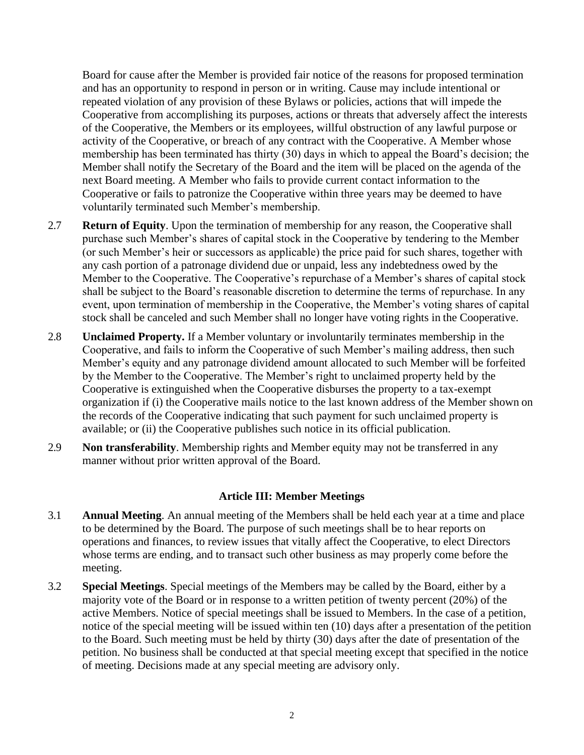Board for cause after the Member is provided fair notice of the reasons for proposed termination and has an opportunity to respond in person or in writing. Cause may include intentional or repeated violation of any provision of these Bylaws or policies, actions that will impede the Cooperative from accomplishing its purposes, actions or threats that adversely affect the interests of the Cooperative, the Members or its employees, willful obstruction of any lawful purpose or activity of the Cooperative, or breach of any contract with the Cooperative. A Member whose membership has been terminated has thirty (30) days in which to appeal the Board's decision; the Member shall notify the Secretary of the Board and the item will be placed on the agenda of the next Board meeting. A Member who fails to provide current contact information to the Cooperative or fails to patronize the Cooperative within three years may be deemed to have voluntarily terminated such Member's membership.

2.7 **Return of Equity**. Upon the termination of membership for any reason, the Cooperative shall purchase such Member's shares of capital stock in the Cooperative by tendering to the Member (or such Member's heir or successors as applicable) the price paid for such shares, together with any cash portion of a patronage dividend due or unpaid, less any indebtedness owed by the Member to the Cooperative. The Cooperative's repurchase of a Member's shares of capital stock shall be subject to the Board's reasonable discretion to determine the terms of repurchase. In any event, upon termination of membership in the Cooperative, the Member's voting shares of capital stock shall be canceled and such Member shall no longer have voting rights in the Cooperative.

2.8 **Unclaimed Property.** If a Member voluntary or involuntarily terminates membership in the Cooperative, and fails to inform the Cooperative of such Member's mailing address, then such Member's equity and any patronage dividend amount allocated to such Member will be forfeited by the Member to the Cooperative. The Member's right to unclaimed property held by the Cooperative is extinguished when the Cooperative disburses the property to a tax-exempt organization if (i) the Cooperative mails notice to the last known address of the Member shown on the records of the Cooperative indicating that such payment for such unclaimed property is available; or (ii) the Cooperative publishes such notice in its official publication.

2.9 **Non transferability**. Membership rights and Member equity may not be transferred in any manner without prior written approval of the Board.

## Article III: Member Meetings

3.1 **Annual Meeting**. An annual meeting of the Members shall be held each year at a time and place to be determined by the Board. The purpose of such meetings shall be to hear reports on operations and finances, to review issues that vitally affect the Cooperative, to elect Directors whose terms are ending, and to transact such other business as may properly come before the meeting.

3.2 **Special Meetings**. Special meetings of the Members may be called by the Board, either by a majority vote of the Board or in response to a written petition of twenty percent (20%) of the active Members. Notice of special meetings shall be issued to Members. In the case of a petition, notice of the special meeting will be issued within ten (10) days after a presentation of the petition to the Board. Such meeting must be held by thirty (30) days after the date of presentation of the petition. No business shall be conducted at that special meeting except that specified in the notice of meeting. Decisions made at any special meeting are advisory only.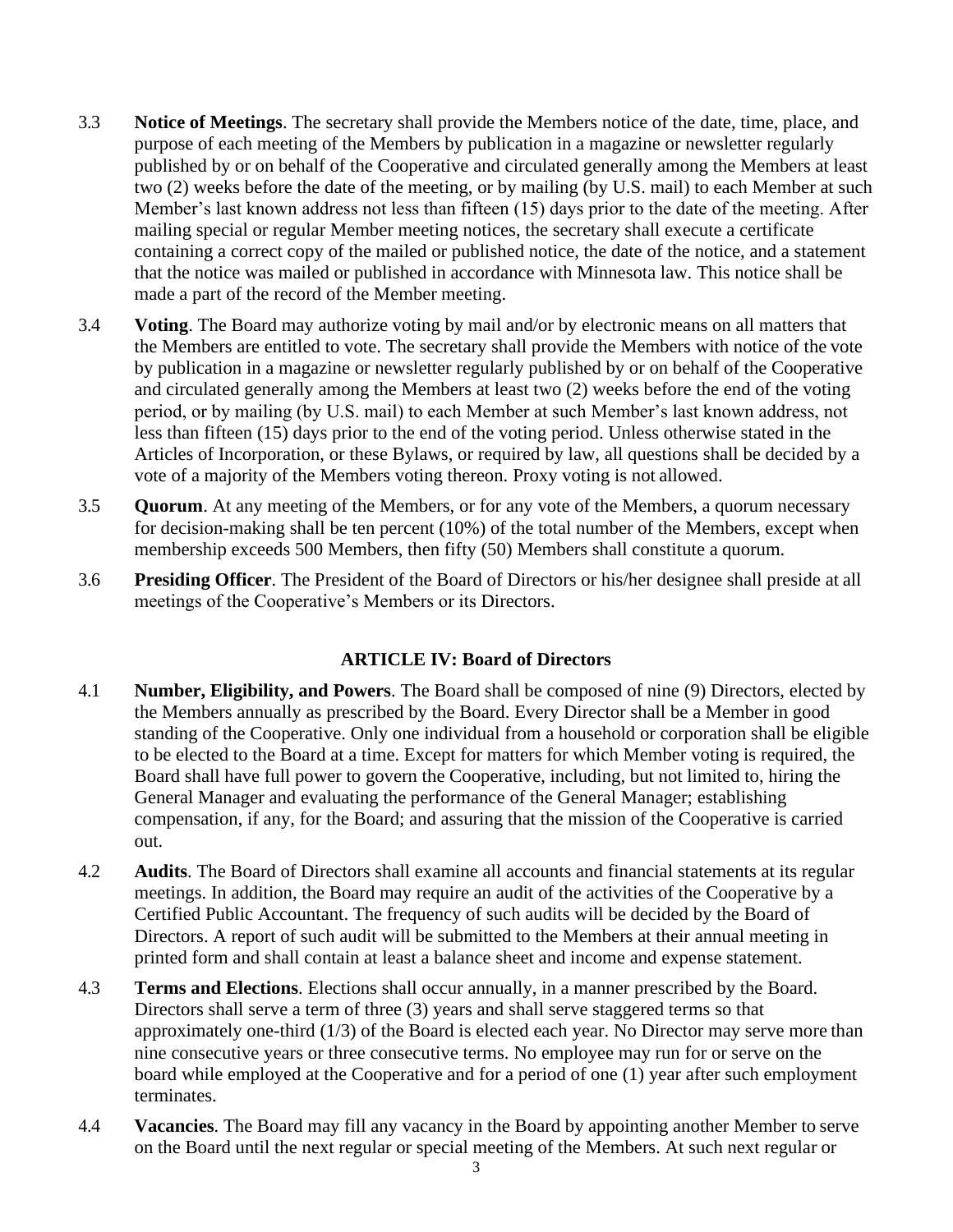3.3 **Notice of Meetings**. The secretary shall provide the Members notice of the date, time, place, and purpose of each meeting of the Members by publication in a magazine or newsletter regularly published by or on behalf of the Cooperative and circulated generally among the Members at least two (2) weeks before the date of the meeting, or by mailing (by U.S. mail) to each Member at such Member's last known address not less than fifteen (15) days prior to the date of the meeting. After mailing special or regular Member meeting notices, the secretary shall execute a certificate containing a correct copy of the mailed or published notice, the date of the notice, and a statement that the notice was mailed or published in accordance with Minnesota law. This notice shall be made a part of the record of the Member meeting.

3.4 **Voting**. The Board may authorize voting by mail and/or by electronic means on all matters that the Members are entitled to vote. The secretary shall provide the Members with notice of the vote by publication in a magazine or newsletter regularly published by or on behalf of the Cooperative and circulated generally among the Members at least two (2) weeks before the end of the voting period, or by mailing (by U.S. mail) to each Member at such Member's last known address, not less than fifteen (15) days prior to the end of the voting period. Unless otherwise stated in the Articles of Incorporation, or these Bylaws, or required by law, all questions shall be decided by a vote of a majority of the Members voting thereon. Proxy voting is not allowed.

3.5 **Quorum**. At any meeting of the Members, or for any vote of the Members, a quorum necessary for decision-making shall be ten percent (10%) of the total number of the Members, except when membership exceeds 500 Members, then fifty (50) Members shall constitute a quorum.

3.6 **Presiding Officer**. The President of the Board of Directors or his/her designee shall preside at all meetings of the Cooperative's Members or its Directors.

## ARTICLE IV: Board of Directors

4.1 **Number, Eligibility, and Powers**. The Board shall be composed of nine (9) Directors, elected by the Members annually as prescribed by the Board. Every Director shall be a Member in good standing of the Cooperative. Only one individual from a household or corporation shall be eligible to be elected to the Board at a time. Except for matters for which Member voting is required, the Board shall have full power to govern the Cooperative, including, but not limited to, hiring the General Manager and evaluating the performance of the General Manager; establishing compensation, if any, for the Board; and assuring that the mission of the Cooperative is carried out.

4.2 **Audits**. The Board of Directors shall examine all accounts and financial statements at its regular meetings. In addition, the Board may require an audit of the activities of the Cooperative by a Certified Public Accountant. The frequency of such audits will be decided by the Board of Directors. A report of such audit will be submitted to the Members at their annual meeting in printed form and shall contain at least a balance sheet and income and expense statement.

4.3 **Terms and Elections**. Elections shall occur annually, in a manner prescribed by the Board. Directors shall serve a term of three (3) years and shall serve staggered terms so that approximately one-third (1/3) of the Board is elected each year. No Director may serve more than nine consecutive years or three consecutive terms. No employee may run for or serve on the board while employed at the Cooperative and for a period of one (1) year after such employment terminates.

4.4 **Vacancies**. The Board may fill any vacancy in the Board by appointing another Member to serve on the Board until the next regular or special meeting of the Members. At such next regular or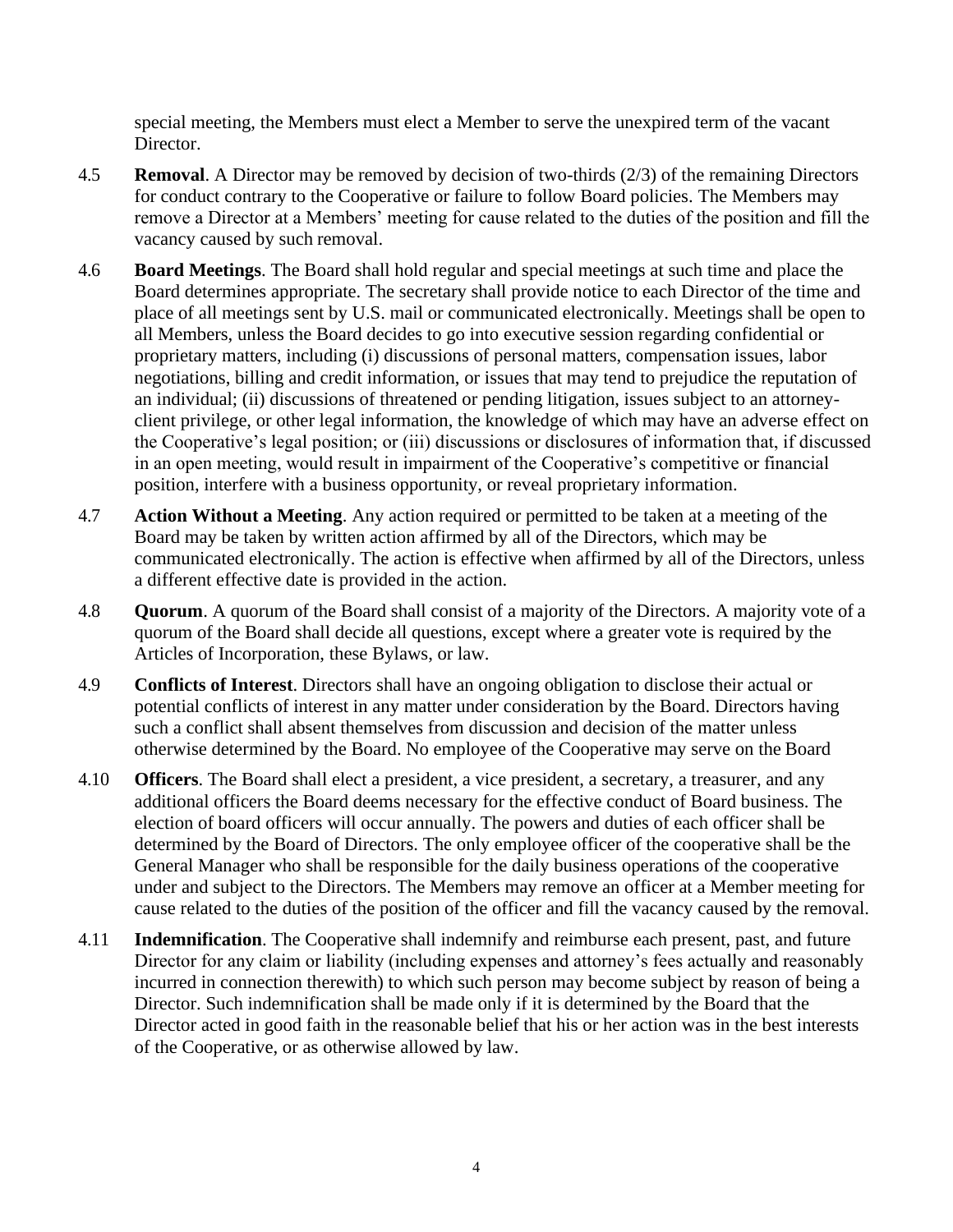special meeting, the Members must elect a Member to serve the unexpired term of the vacant Director.

4.5 **Removal**. A Director may be removed by decision of two-thirds (2/3) of the remaining Directors for conduct contrary to the Cooperative or failure to follow Board policies. The Members may remove a Director at a Members' meeting for cause related to the duties of the position and fill the vacancy caused by such removal.

4.6 **Board Meetings**. The Board shall hold regular and special meetings at such time and place the Board determines appropriate. The secretary shall provide notice to each Director of the time and place of all meetings sent by U.S. mail or communicated electronically. Meetings shall be open to all Members, unless the Board decides to go into executive session regarding confidential or proprietary matters, including (i) discussions of personal matters, compensation issues, labor negotiations, billing and credit information, or issues that may tend to prejudice the reputation of an individual; (ii) discussions of threatened or pending litigation, issues subject to an attorney-client privilege, or other legal information, the knowledge of which may have an adverse effect on the Cooperative's legal position; or (iii) discussions or disclosures of information that, if discussed in an open meeting, would result in impairment of the Cooperative's competitive or financial position, interfere with a business opportunity, or reveal proprietary information.

4.7 **Action Without a Meeting**. Any action required or permitted to be taken at a meeting of the Board may be taken by written action affirmed by all of the Directors, which may be communicated electronically. The action is effective when affirmed by all of the Directors, unless a different effective date is provided in the action.

4.8 **Quorum**. A quorum of the Board shall consist of a majority of the Directors. A majority vote of a quorum of the Board shall decide all questions, except where a greater vote is required by the Articles of Incorporation, these Bylaws, or law.

4.9 **Conflicts of Interest**. Directors shall have an ongoing obligation to disclose their actual or potential conflicts of interest in any matter under consideration by the Board. Directors having such a conflict shall absent themselves from discussion and decision of the matter unless otherwise determined by the Board. No employee of the Cooperative may serve on the Board

4.10 **Officers**. The Board shall elect a president, a vice president, a secretary, a treasurer, and any additional officers the Board deems necessary for the effective conduct of Board business. The election of board officers will occur annually. The powers and duties of each officer shall be determined by the Board of Directors. The only employee officer of the cooperative shall be the General Manager who shall be responsible for the daily business operations of the cooperative under and subject to the Directors. The Members may remove an officer at a Member meeting for cause related to the duties of the position of the officer and fill the vacancy caused by the removal.

4.11 **Indemnification**. The Cooperative shall indemnify and reimburse each present, past, and future Director for any claim or liability (including expenses and attorney's fees actually and reasonably incurred in connection therewith) to which such person may become subject by reason of being a Director. Such indemnification shall be made only if it is determined by the Board that the Director acted in good faith in the reasonable belief that his or her action was in the best interests of the Cooperative, or as otherwise allowed by law.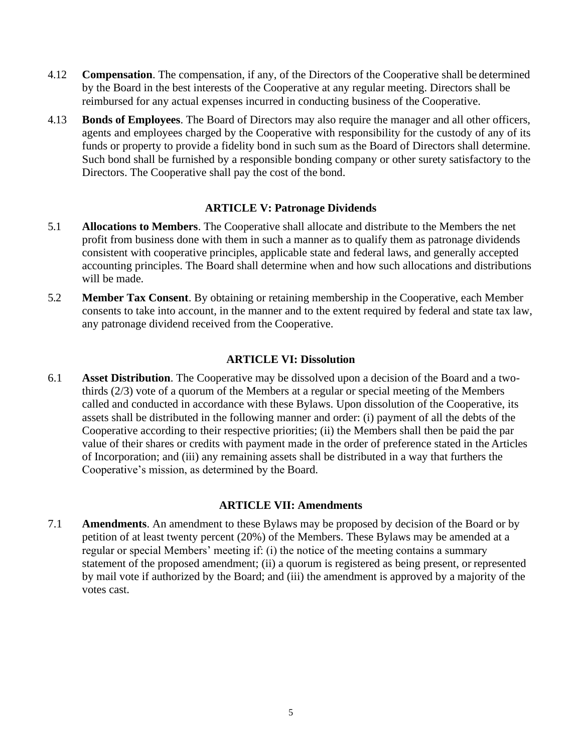4.12 **Compensation**. The compensation, if any, of the Directors of the Cooperative shall be determined by the Board in the best interests of the Cooperative at any regular meeting. Directors shall be reimbursed for any actual expenses incurred in conducting business of the Cooperative.

4.13 **Bonds of Employees**. The Board of Directors may also require the manager and all other officers, agents and employees charged by the Cooperative with responsibility for the custody of any of its funds or property to provide a fidelity bond in such sum as the Board of Directors shall determine. Such bond shall be furnished by a responsible bonding company or other surety satisfactory to the Directors. The Cooperative shall pay the cost of the bond.

## ARTICLE V: Patronage Dividends

5.1 **Allocations to Members**. The Cooperative shall allocate and distribute to the Members the net profit from business done with them in such a manner as to qualify them as patronage dividends consistent with cooperative principles, applicable state and federal laws, and generally accepted accounting principles. The Board shall determine when and how such allocations and distributions will be made.

5.2 **Member Tax Consent**. By obtaining or retaining membership in the Cooperative, each Member consents to take into account, in the manner and to the extent required by federal and state tax law, any patronage dividend received from the Cooperative.

## ARTICLE VI: Dissolution

6.1 **Asset Distribution**. The Cooperative may be dissolved upon a decision of the Board and a two-thirds (2/3) vote of a quorum of the Members at a regular or special meeting of the Members called and conducted in accordance with these Bylaws. Upon dissolution of the Cooperative, its assets shall be distributed in the following manner and order: (i) payment of all the debts of the Cooperative according to their respective priorities; (ii) the Members shall then be paid the par value of their shares or credits with payment made in the order of preference stated in the Articles of Incorporation; and (iii) any remaining assets shall be distributed in a way that furthers the Cooperative's mission, as determined by the Board.

## ARTICLE VII: Amendments

7.1 **Amendments**. An amendment to these Bylaws may be proposed by decision of the Board or by petition of at least twenty percent (20%) of the Members. These Bylaws may be amended at a regular or special Members' meeting if: (i) the notice of the meeting contains a summary statement of the proposed amendment; (ii) a quorum is registered as being present, or represented by mail vote if authorized by the Board; and (iii) the amendment is approved by a majority of the votes cast.